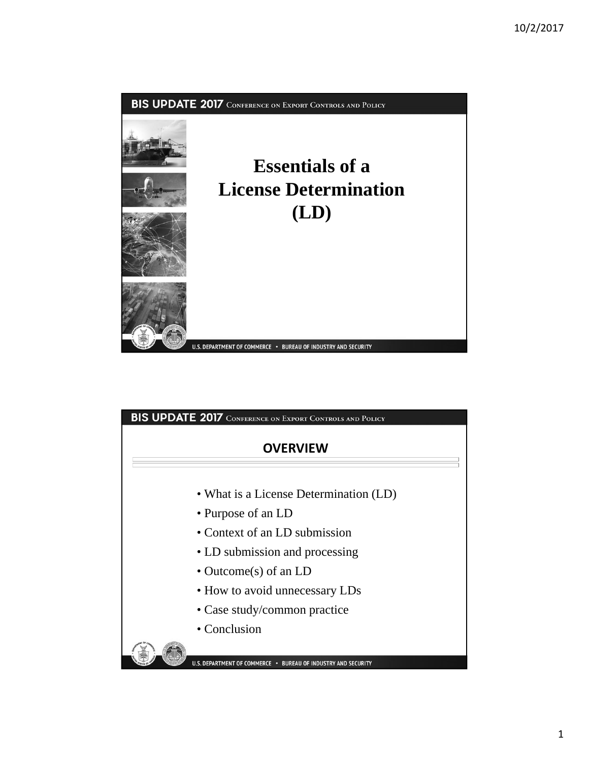# Essentials of a License Determination (LD)

## OVERVIEW

- What is a License Determination (LD)
- Purpose of an LD
- Context of an LD submission
- LD submission and processing
- Outcome(s) of an LD
- How to avoid unnecessary LDs
- Case study/common practice
- Conclusion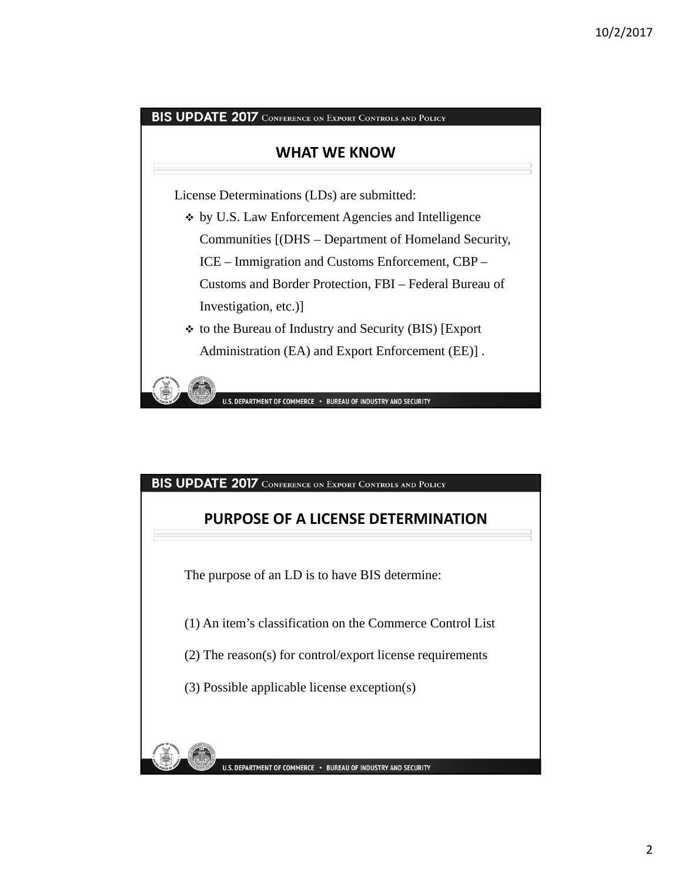## WHAT WE KNOW

License Determinations (LDs) are submitted:

- by U.S. Law Enforcement Agencies and Intelligence Communities [(DHS – Department of Homeland Security, ICE – Immigration and Customs Enforcement, CBP – Customs and Border Protection, FBI – Federal Bureau of Investigation, etc.)]
- to the Bureau of Industry and Security (BIS) [Export Administration (EA) and Export Enforcement (EE)] .

## PURPOSE OF A LICENSE DETERMINATION

The purpose of an LD is to have BIS determine:

(1) An item's classification on the Commerce Control List

(2) The reason(s) for control/export license requirements

(3) Possible applicable license exception(s)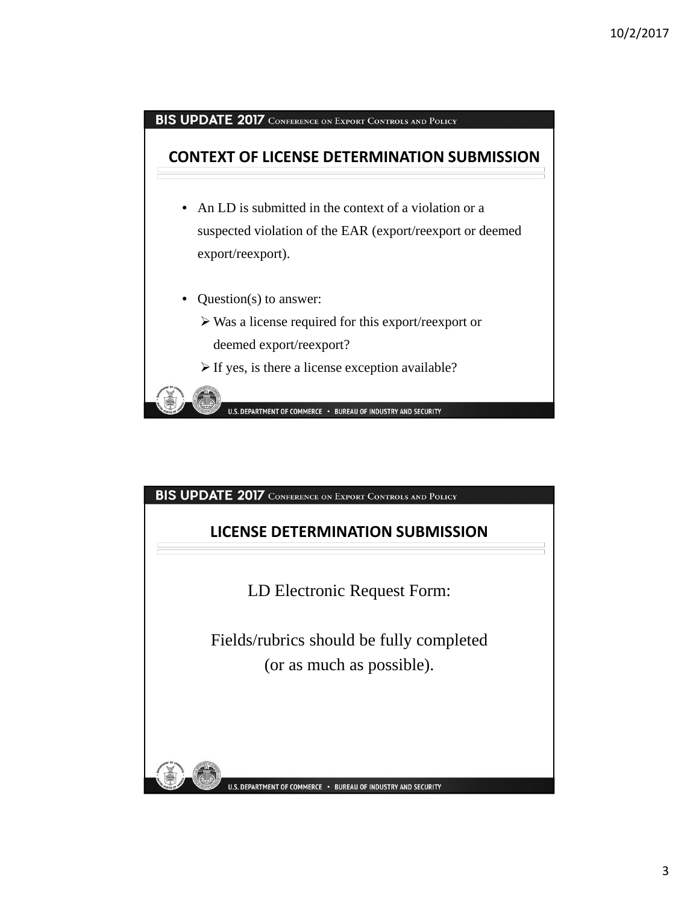## CONTEXT OF LICENSE DETERMINATION SUBMISSION

- An LD is submitted in the context of a violation or a suspected violation of the EAR (export/reexport or deemed export/reexport).
- Question(s) to answer:
  - Was a license required for this export/reexport or deemed export/reexport?
  - If yes, is there a license exception available?

## LICENSE DETERMINATION SUBMISSION

LD Electronic Request Form:

Fields/rubrics should be fully completed (or as much as possible).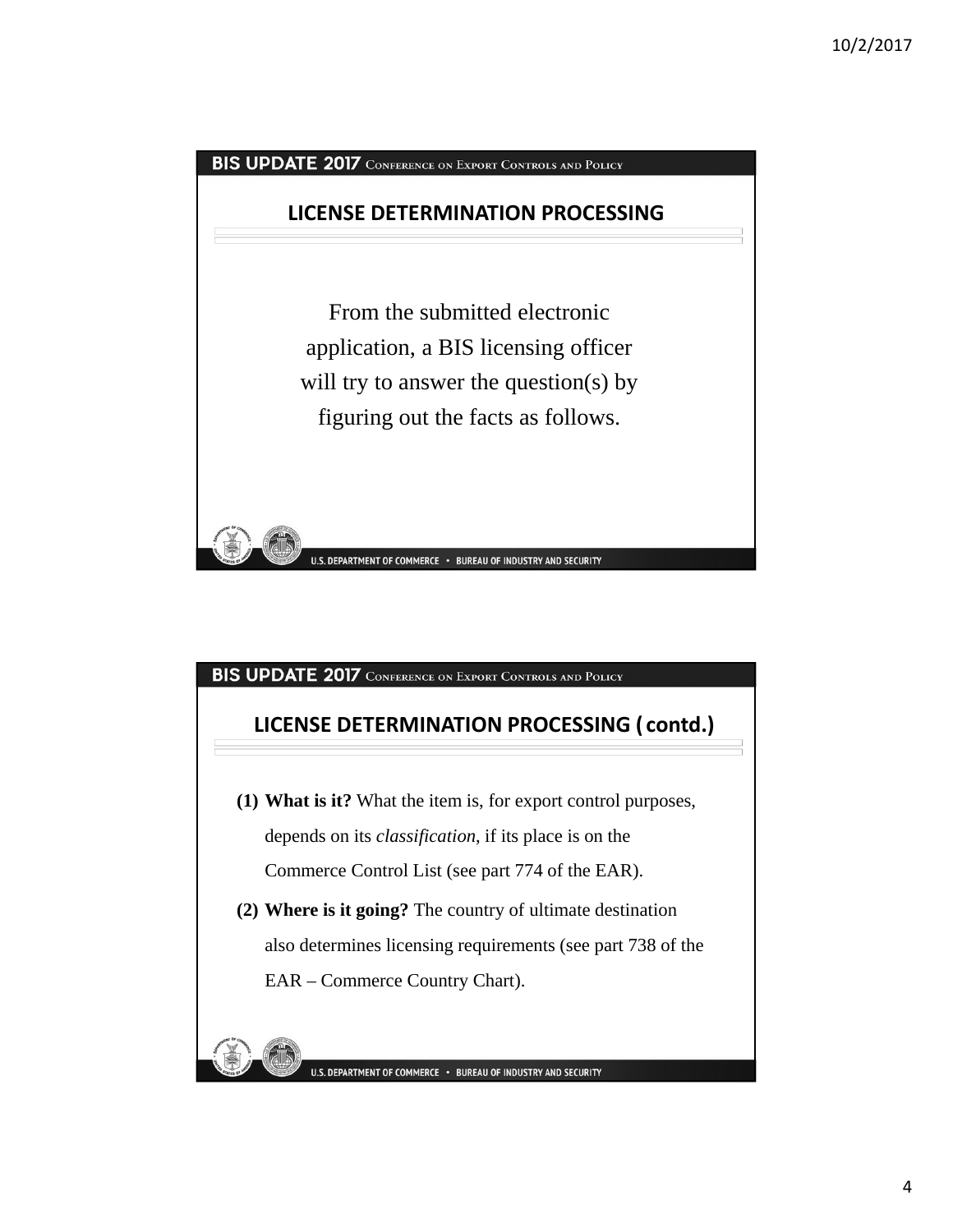BIS UPDATE 2017 CONFERENCE ON EXPORT CONTROLS AND POLICY

## LICENSE DETERMINATION PROCESSING

From the submitted electronic application, a BIS licensing officer will try to answer the question(s) by figuring out the facts as follows.

U.S. DEPARTMENT OF COMMERCE • BUREAU OF INDUSTRY AND SECURITY

BIS UPDATE 2017 CONFERENCE ON EXPORT CONTROLS AND POLICY

## LICENSE DETERMINATION PROCESSING ( contd.)

(1) **What is it?** What the item is, for export control purposes, depends on its *classification*, if its place is on the Commerce Control List (see part 774 of the EAR).

(2) **Where is it going?** The country of ultimate destination also determines licensing requirements (see part 738 of the EAR – Commerce Country Chart).

U.S. DEPARTMENT OF COMMERCE • BUREAU OF INDUSTRY AND SECURITY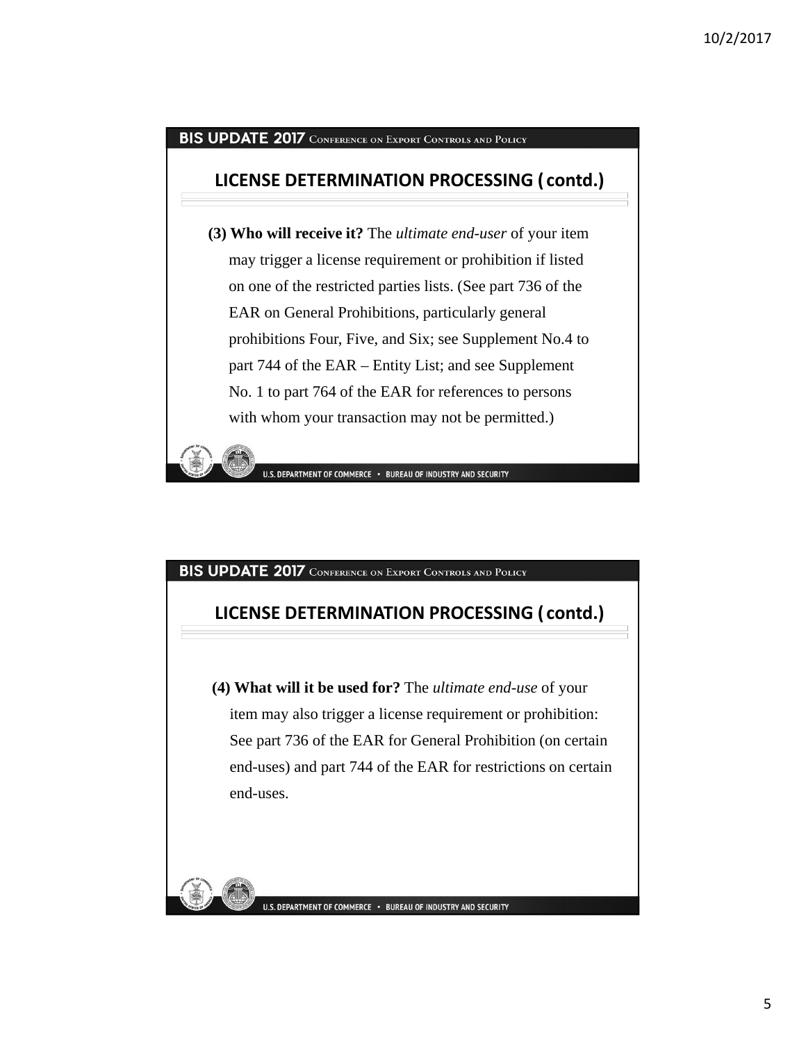## LICENSE DETERMINATION PROCESSING (contd.)

**(3) Who will receive it?** The *ultimate end-user* of your item may trigger a license requirement or prohibition if listed on one of the restricted parties lists. (See part 736 of the EAR on General Prohibitions, particularly general prohibitions Four, Five, and Six; see Supplement No.4 to part 744 of the EAR – Entity List; and see Supplement No. 1 to part 764 of the EAR for references to persons with whom your transaction may not be permitted.)

## LICENSE DETERMINATION PROCESSING (contd.)

**(4) What will it be used for?** The *ultimate end-use* of your item may also trigger a license requirement or prohibition: See part 736 of the EAR for General Prohibition (on certain end-uses) and part 744 of the EAR for restrictions on certain end-uses.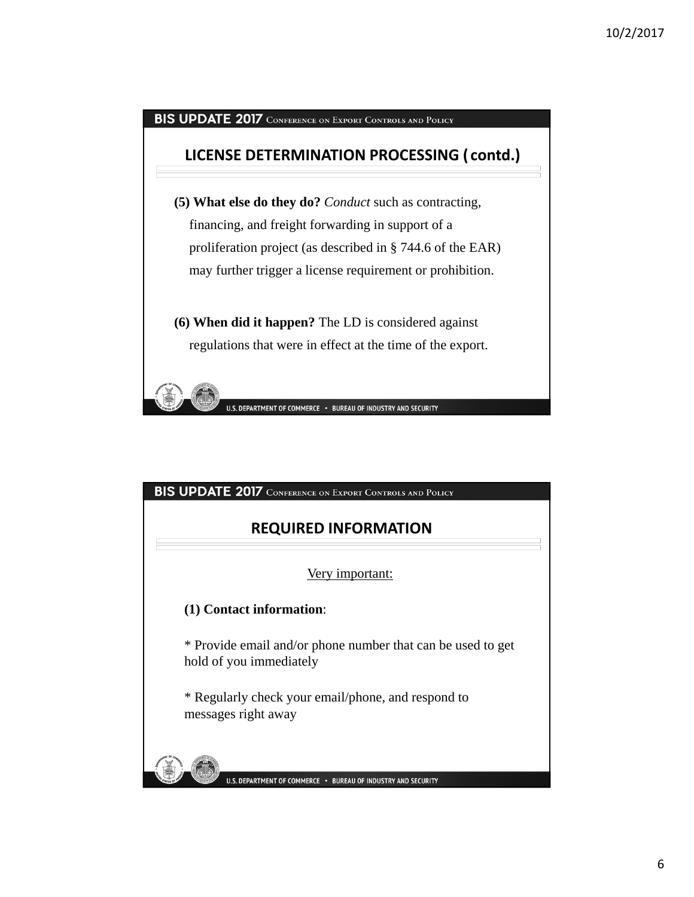## LICENSE DETERMINATION PROCESSING (contd.)

**(5) What else do they do?** *Conduct* such as contracting, financing, and freight forwarding in support of a proliferation project (as described in § 744.6 of the EAR) may further trigger a license requirement or prohibition.

**(6) When did it happen?** The LD is considered against regulations that were in effect at the time of the export.

## REQUIRED INFORMATION

Very important:

**(1) Contact information**:

* Provide email and/or phone number that can be used to get hold of you immediately

* Regularly check your email/phone, and respond to messages right away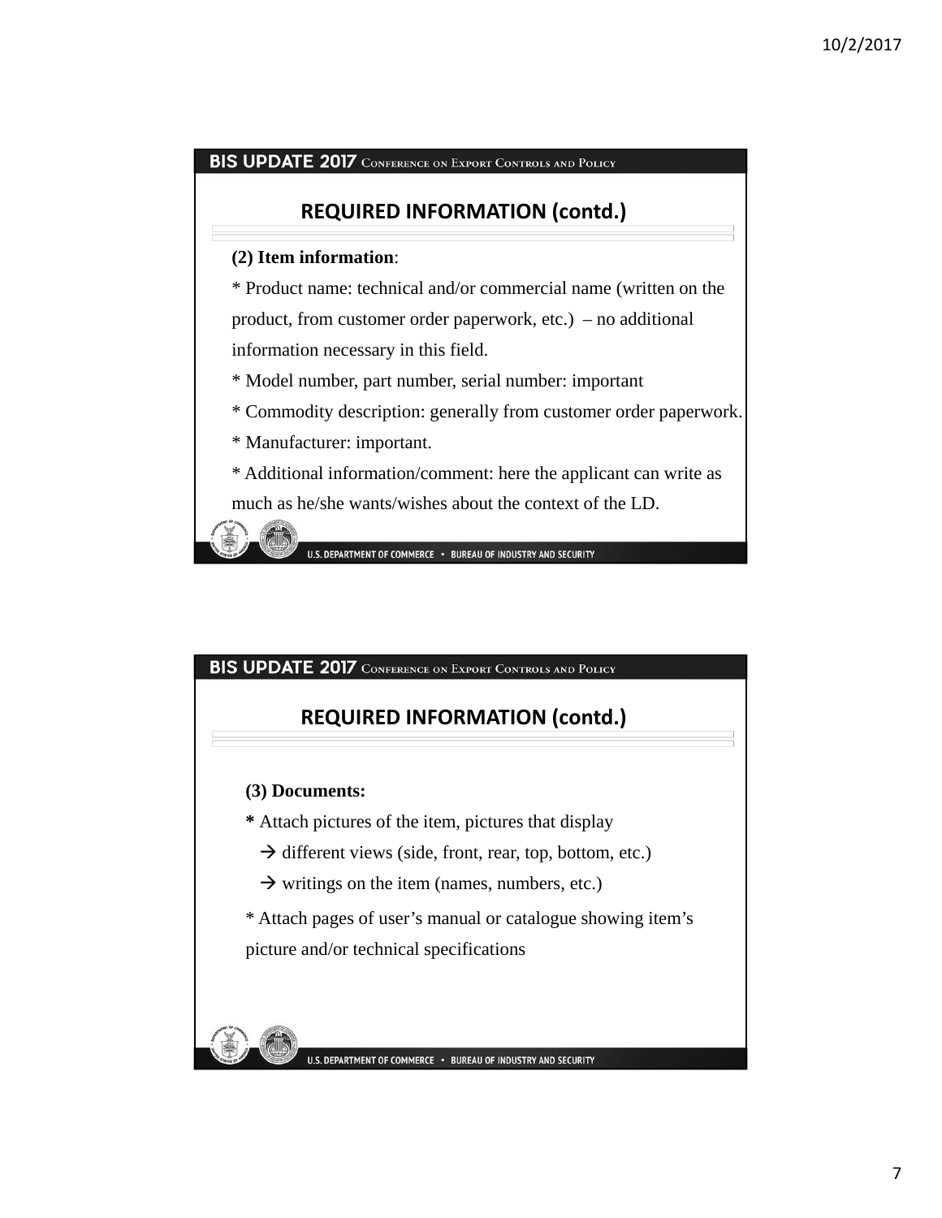## REQUIRED INFORMATION (contd.)

**(2) Item information**:

* Product name: technical and/or commercial name (written on the product, from customer order paperwork, etc.) – no additional information necessary in this field.
* Model number, part number, serial number: important
* Commodity description: generally from customer order paperwork.
* Manufacturer: important.
* Additional information/comment: here the applicant can write as much as he/she wants/wishes about the context of the LD.

## REQUIRED INFORMATION (contd.)

**(3) Documents:**

* Attach pictures of the item, pictures that display
  - → different views (side, front, rear, top, bottom, etc.)
  - → writings on the item (names, numbers, etc.)
* Attach pages of user's manual or catalogue showing item's picture and/or technical specifications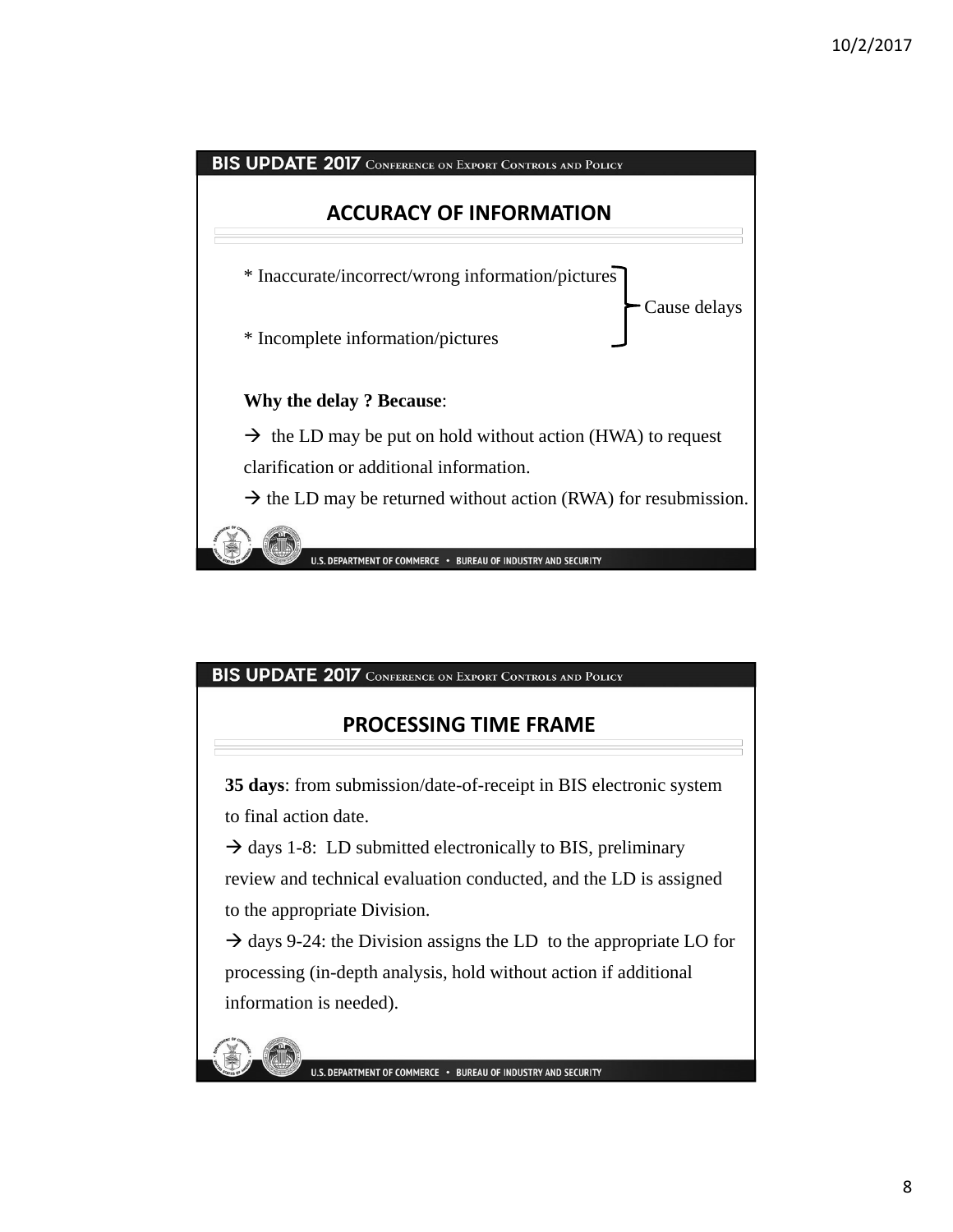## ACCURACY OF INFORMATION

* Inaccurate/incorrect/wrong information/pictures
* Incomplete information/pictures

} Cause delays

**Why the delay ? Because**:

→ the LD may be put on hold without action (HWA) to request clarification or additional information.

→ the LD may be returned without action (RWA) for resubmission.

## PROCESSING TIME FRAME

**35 days**: from submission/date-of-receipt in BIS electronic system to final action date.

→ days 1-8: LD submitted electronically to BIS, preliminary review and technical evaluation conducted, and the LD is assigned to the appropriate Division.

→ days 9-24: the Division assigns the LD to the appropriate LO for processing (in-depth analysis, hold without action if additional information is needed).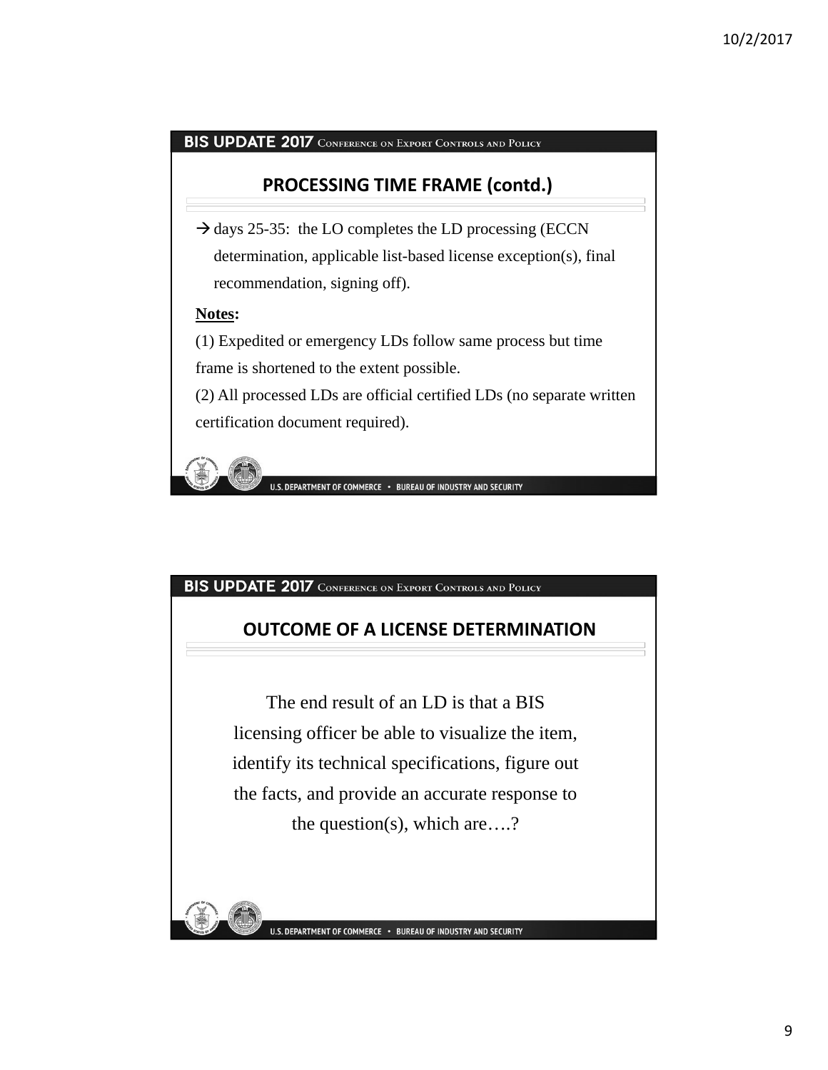## PROCESSING TIME FRAME (contd.)

→ days 25-35: the LO completes the LD processing (ECCN determination, applicable list-based license exception(s), final recommendation, signing off).

**Notes:**

(1) Expedited or emergency LDs follow same process but time frame is shortened to the extent possible.

(2) All processed LDs are official certified LDs (no separate written certification document required).

## OUTCOME OF A LICENSE DETERMINATION

The end result of an LD is that a BIS licensing officer be able to visualize the item, identify its technical specifications, figure out the facts, and provide an accurate response to the question(s), which are….?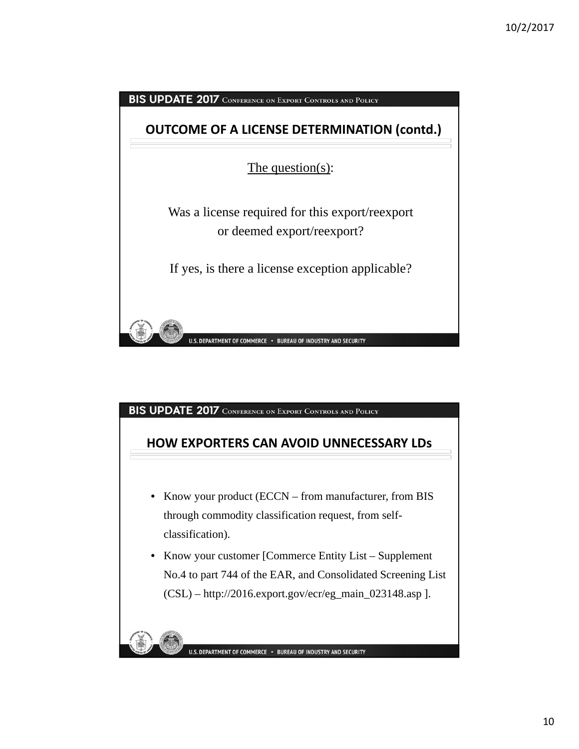## OUTCOME OF A LICENSE DETERMINATION (contd.)

The question(s):

Was a license required for this export/reexport or deemed export/reexport?

If yes, is there a license exception applicable?

## HOW EXPORTERS CAN AVOID UNNECESSARY LDs

- Know your product (ECCN – from manufacturer, from BIS through commodity classification request, from self-classification).
- Know your customer [Commerce Entity List – Supplement No.4 to part 744 of the EAR, and Consolidated Screening List (CSL) – http://2016.export.gov/ecr/eg_main_023148.asp ].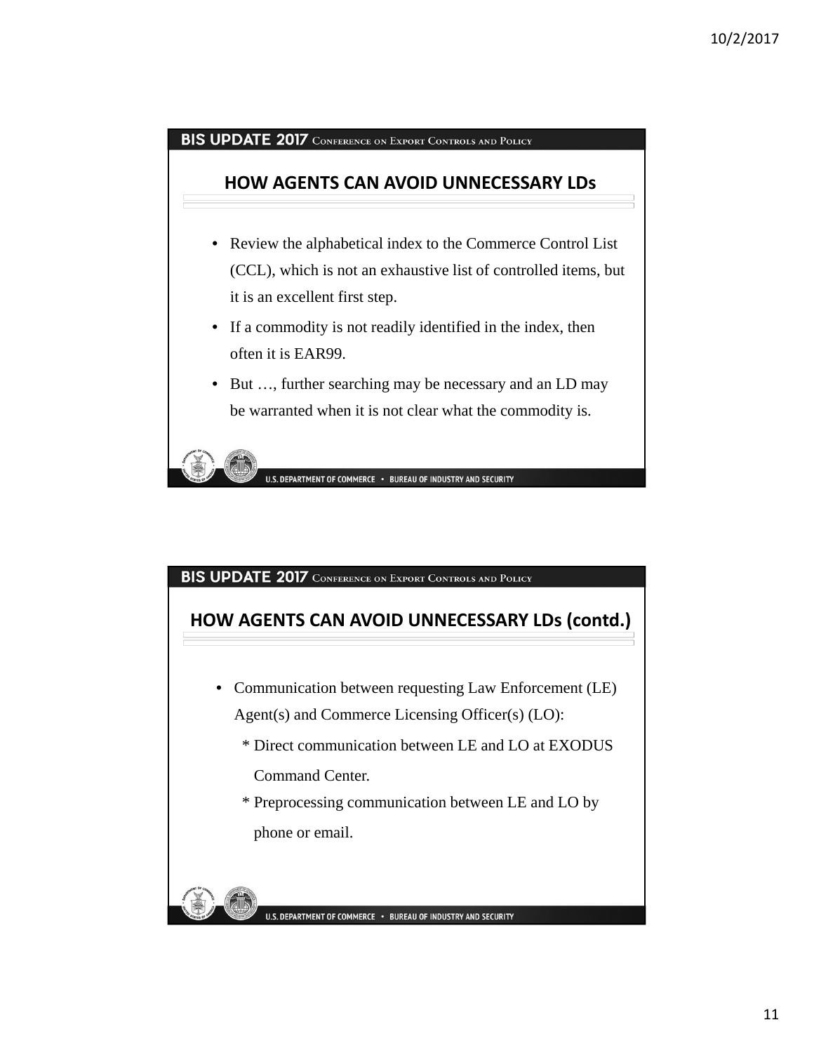## HOW AGENTS CAN AVOID UNNECESSARY LDs

- Review the alphabetical index to the Commerce Control List (CCL), which is not an exhaustive list of controlled items, but it is an excellent first step.
- If a commodity is not readily identified in the index, then often it is EAR99.
- But …, further searching may be necessary and an LD may be warranted when it is not clear what the commodity is.

## HOW AGENTS CAN AVOID UNNECESSARY LDs (contd.)

- Communication between requesting Law Enforcement (LE) Agent(s) and Commerce Licensing Officer(s) (LO):
  - * Direct communication between LE and LO at EXODUS Command Center.
  - * Preprocessing communication between LE and LO by phone or email.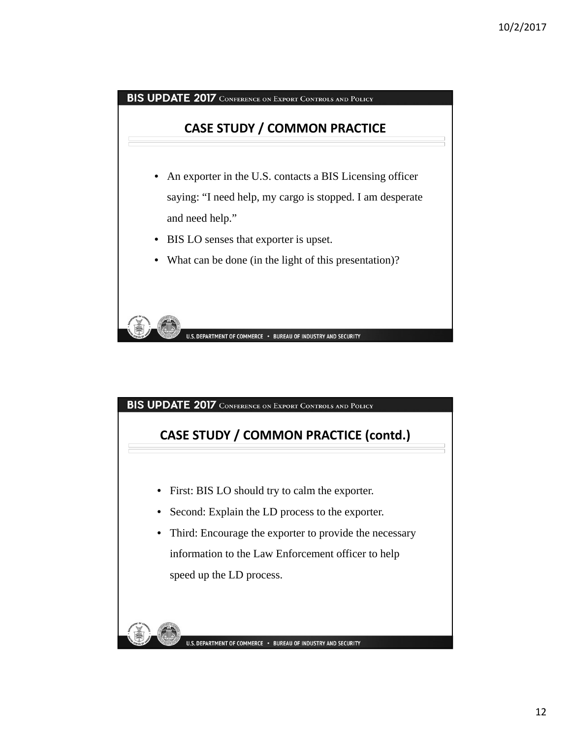## CASE STUDY / COMMON PRACTICE

- An exporter in the U.S. contacts a BIS Licensing officer saying: "I need help, my cargo is stopped. I am desperate and need help."
- BIS LO senses that exporter is upset.
- What can be done (in the light of this presentation)?

## CASE STUDY / COMMON PRACTICE (contd.)

- First: BIS LO should try to calm the exporter.
- Second: Explain the LD process to the exporter.
- Third: Encourage the exporter to provide the necessary information to the Law Enforcement officer to help speed up the LD process.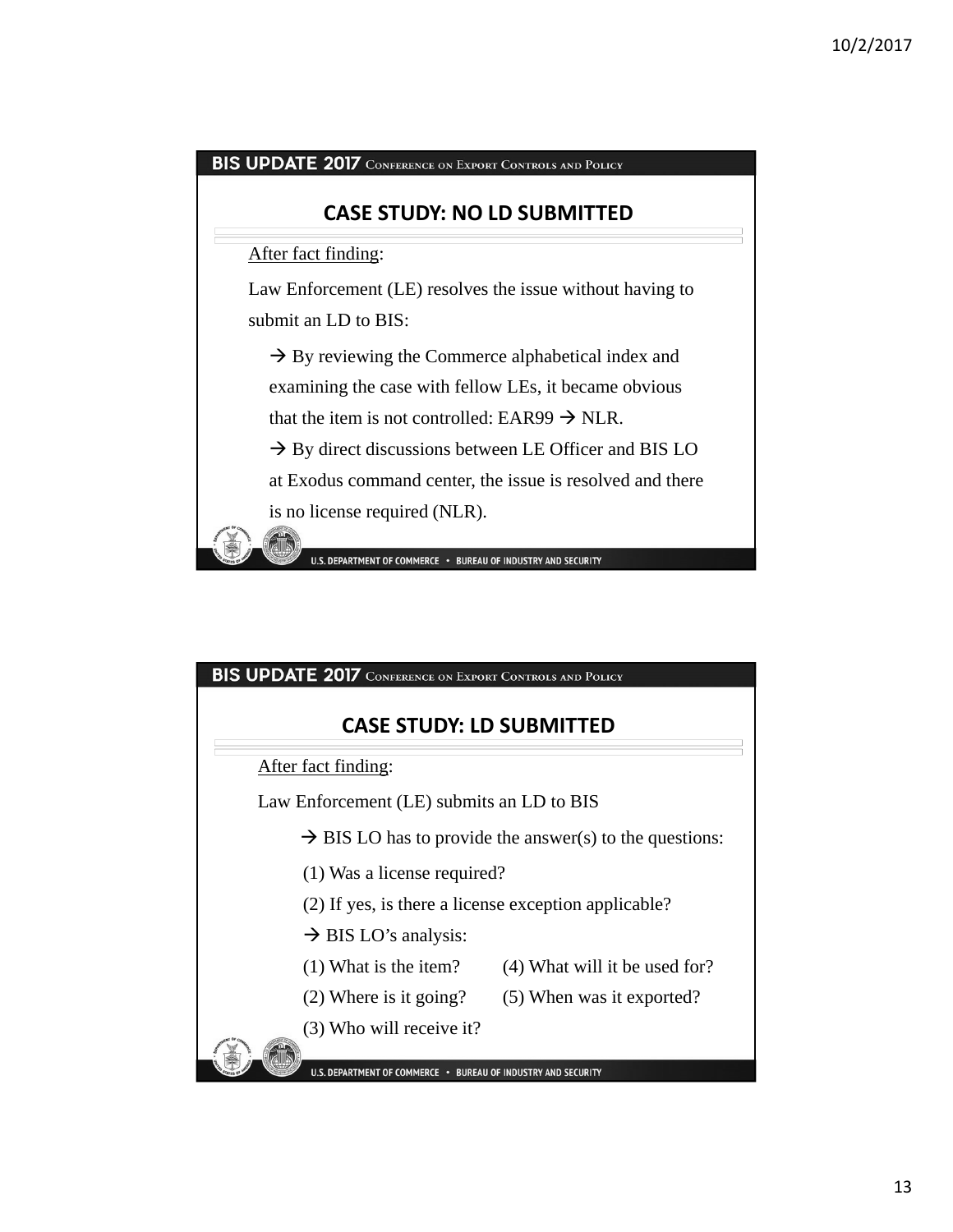## CASE STUDY: NO LD SUBMITTED

After fact finding:

Law Enforcement (LE) resolves the issue without having to submit an LD to BIS:

- → By reviewing the Commerce alphabetical index and examining the case with fellow LEs, it became obvious that the item is not controlled: EAR99 → NLR.
- → By direct discussions between LE Officer and BIS LO at Exodus command center, the issue is resolved and there is no license required (NLR).

## CASE STUDY: LD SUBMITTED

After fact finding:

Law Enforcement (LE) submits an LD to BIS

→ BIS LO has to provide the answer(s) to the questions:

(1) Was a license required?
(2) If yes, is there a license exception applicable?

→ BIS LO's analysis:

(1) What is the item?
(2) Where is it going?
(3) Who will receive it?
(4) What will it be used for?
(5) When was it exported?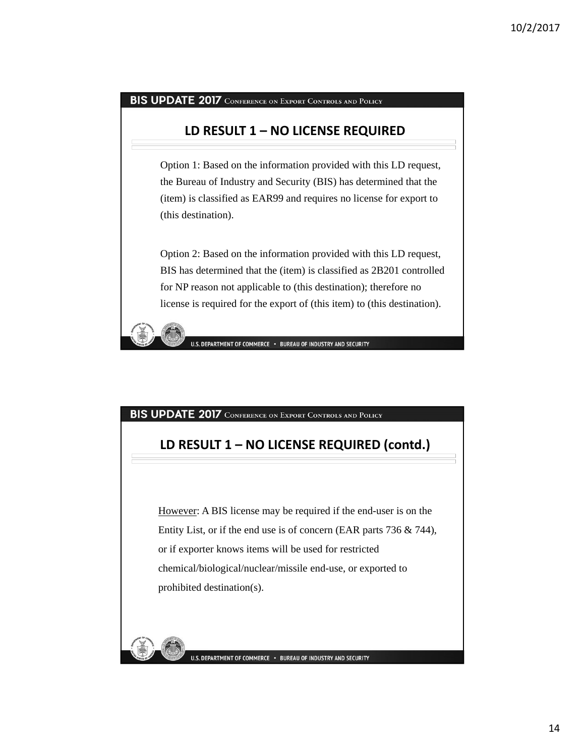## LD RESULT 1 – NO LICENSE REQUIRED

Option 1: Based on the information provided with this LD request, the Bureau of Industry and Security (BIS) has determined that the (item) is classified as EAR99 and requires no license for export to (this destination).

Option 2: Based on the information provided with this LD request, BIS has determined that the (item) is classified as 2B201 controlled for NP reason not applicable to (this destination); therefore no license is required for the export of (this item) to (this destination).

## LD RESULT 1 – NO LICENSE REQUIRED (contd.)

However: A BIS license may be required if the end-user is on the Entity List, or if the end use is of concern (EAR parts 736 & 744), or if exporter knows items will be used for restricted chemical/biological/nuclear/missile end-use, or exported to prohibited destination(s).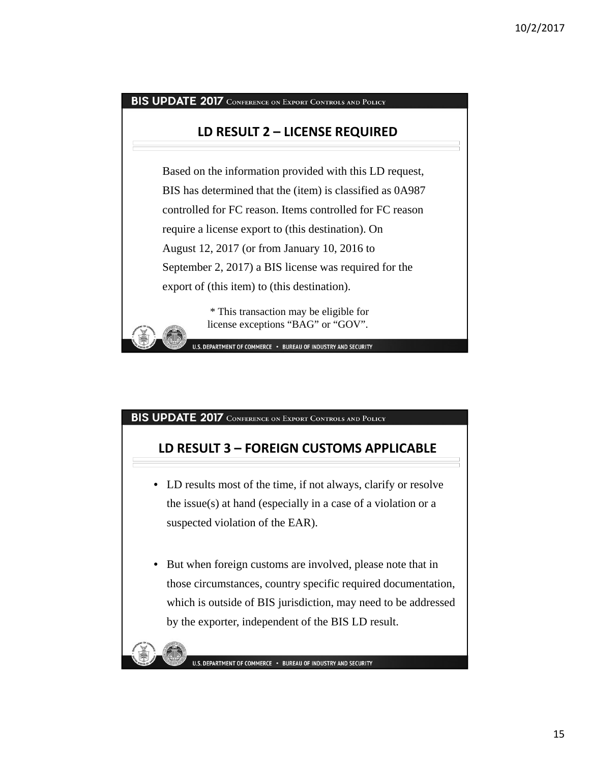## LD RESULT 2 – LICENSE REQUIRED

Based on the information provided with this LD request, BIS has determined that the (item) is classified as 0A987 controlled for FC reason. Items controlled for FC reason require a license export to (this destination). On August 12, 2017 (or from January 10, 2016 to September 2, 2017) a BIS license was required for the export of (this item) to (this destination).

\* This transaction may be eligible for license exceptions “BAG” or “GOV”.

## LD RESULT 3 – FOREIGN CUSTOMS APPLICABLE

- LD results most of the time, if not always, clarify or resolve the issue(s) at hand (especially in a case of a violation or a suspected violation of the EAR).
- But when foreign customs are involved, please note that in those circumstances, country specific required documentation, which is outside of BIS jurisdiction, may need to be addressed by the exporter, independent of the BIS LD result.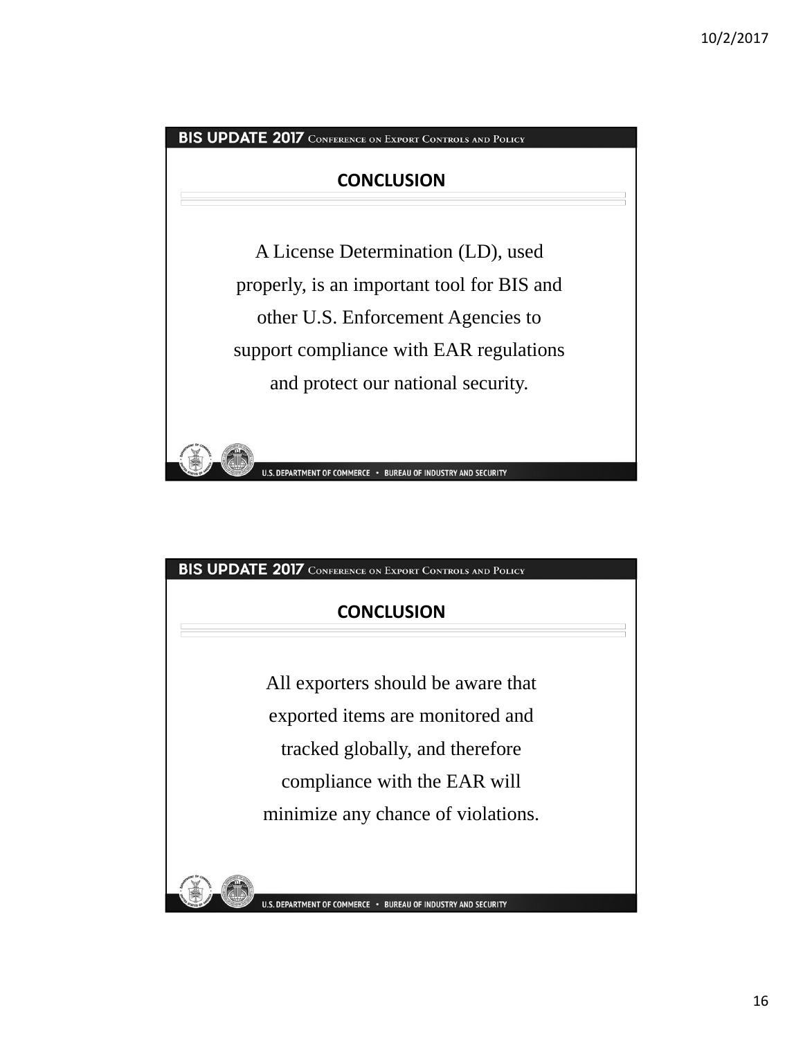## CONCLUSION

A License Determination (LD), used properly, is an important tool for BIS and other U.S. Enforcement Agencies to support compliance with EAR regulations and protect our national security.

## CONCLUSION

All exporters should be aware that exported items are monitored and tracked globally, and therefore compliance with the EAR will minimize any chance of violations.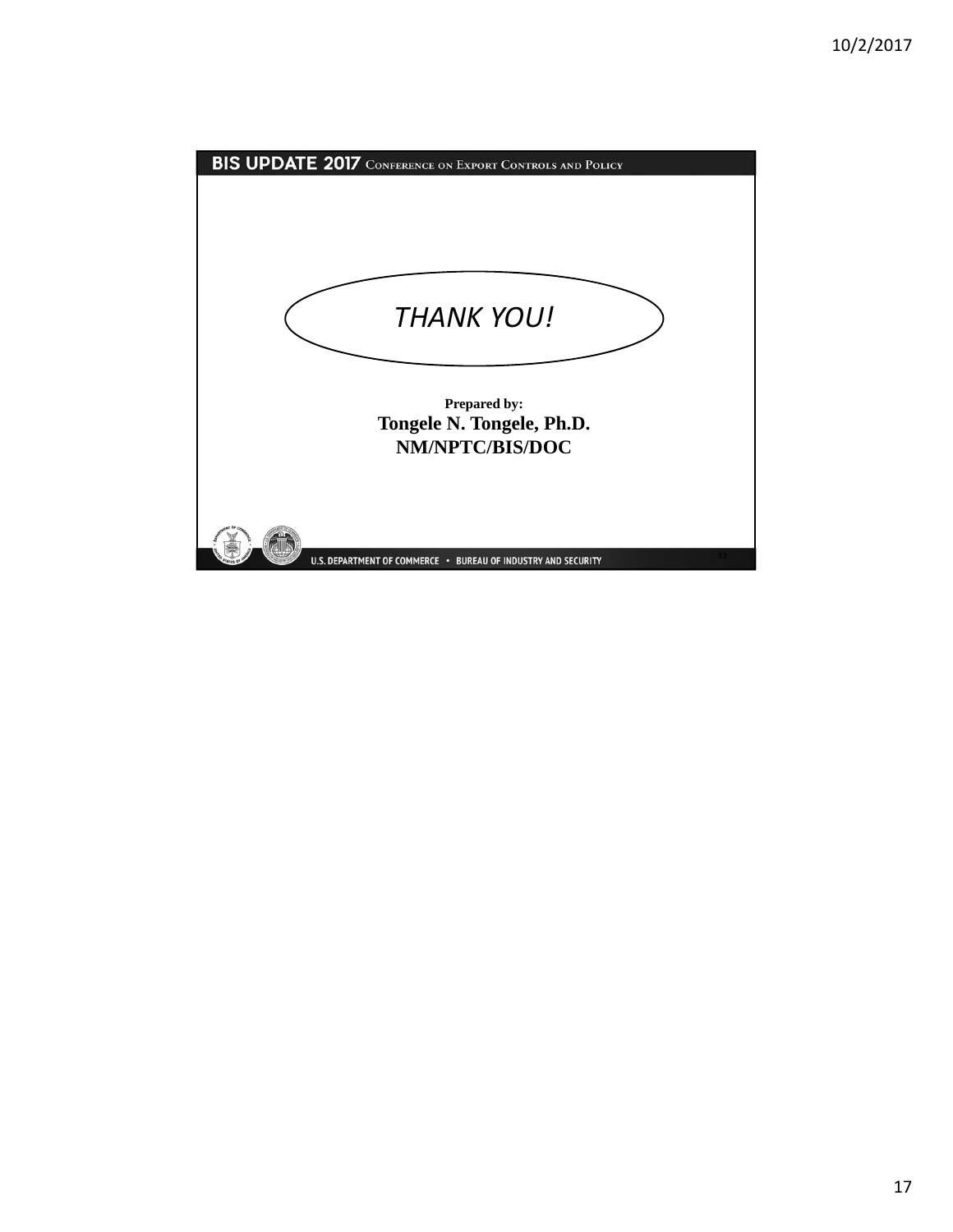BIS UPDATE 2017 CONFERENCE ON EXPORT CONTROLS AND POLICY

*THANK YOU!*

**Prepared by:**
**Tongele N. Tongele, Ph.D.**
**NM/NPTC/BIS/DOC**

U.S. DEPARTMENT OF COMMERCE • BUREAU OF INDUSTRY AND SECURITY